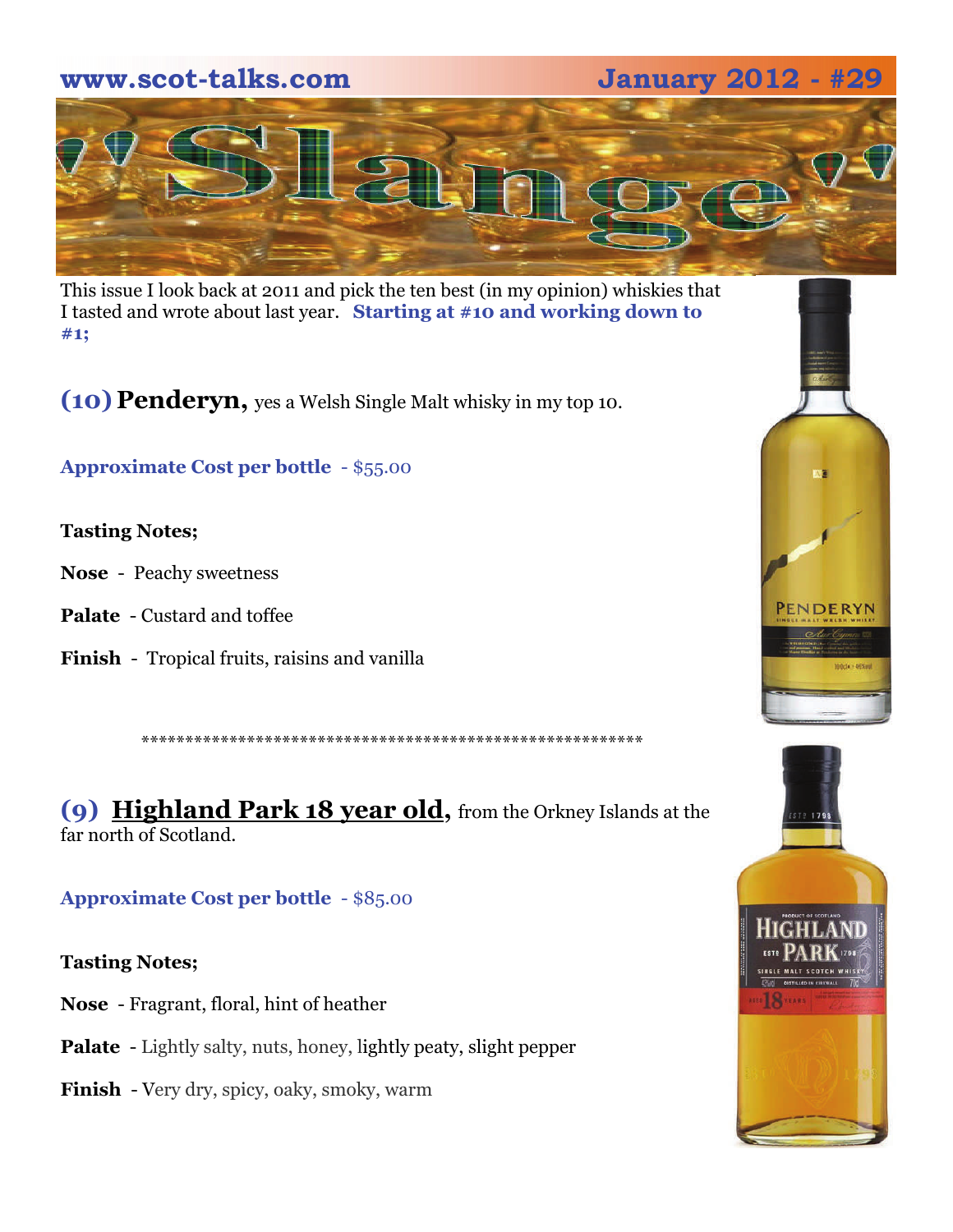www.scot-talks.com January 2012 - #29

# 'Slange'

This issue I look back at 2011 and pick the ten best (in my opinion) whiskies that I tasted and wrote about last year. **Starting at #10 and working down to #1;**

## (10) Penderyn, yes a Welsh Single Malt whisky in my top 10.

**Approximate Cost per bottle** - $55.00

**Tasting Notes;**

**Nose** - Peachy sweetness

**Palate** - Custard and toffee

**Finish** - Tropical fruits, raisins and vanilla

\*\*\*\*\*\*\*\*\*\*\*\*\*\*\*\*\*\*\*\*\*\*\*\*\*\*\*\*\*\*\*\*\*\*\*\*\*\*\*\*\*\*\*\*\*\*\*\*\*\*\*\*\*\*\*\*\*\*

## (9) Highland Park 18 year old, from the Orkney Islands at the far north of Scotland.

**Approximate Cost per bottle** - $85.00

**Tasting Notes;**

**Nose** - Fragrant, floral, hint of heather

**Palate** - Lightly salty, nuts, honey, lightly peaty, slight pepper

**Finish** - Very dry, spicy, oaky, smoky, warm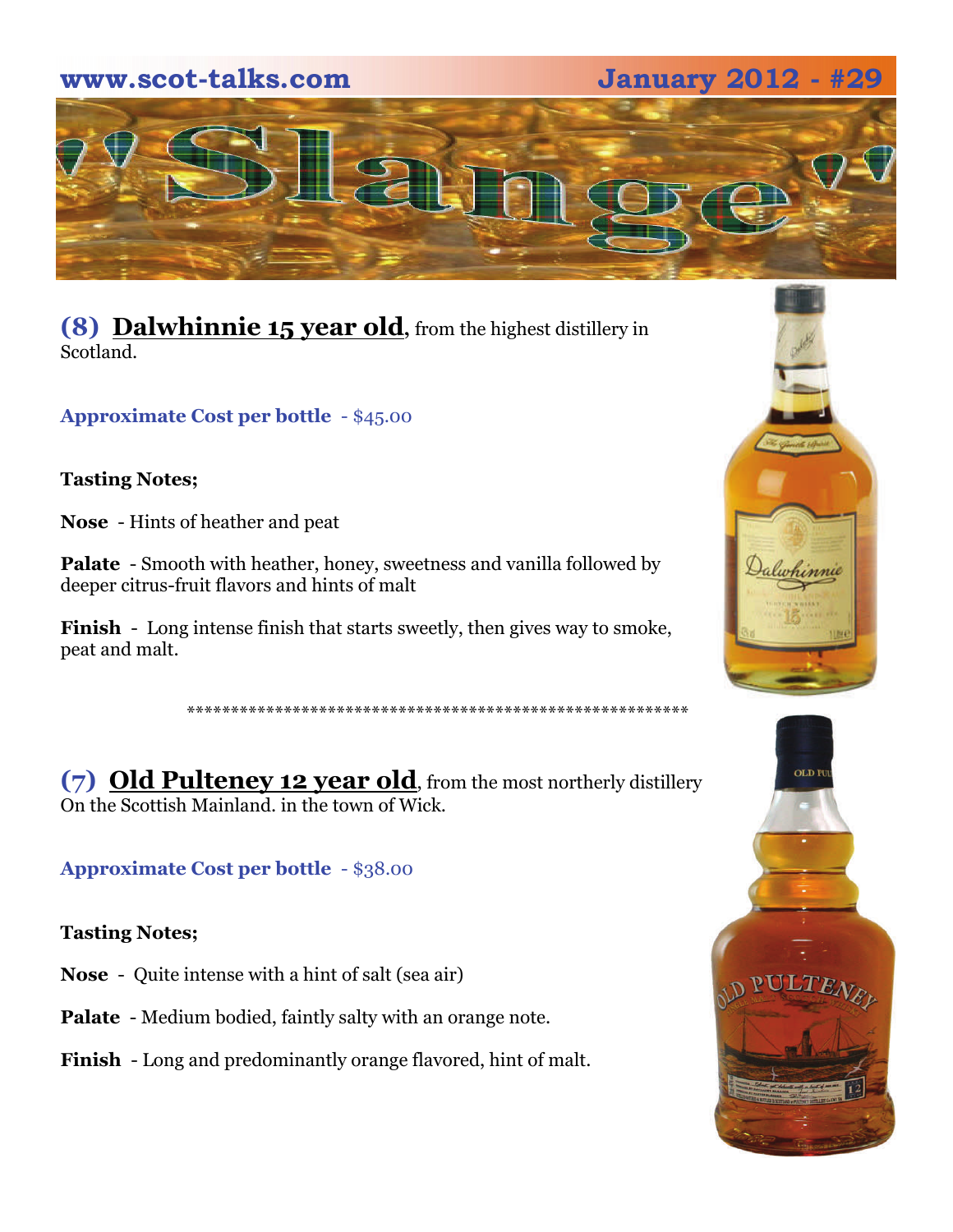# Slange

## (8) Dalwhinnie 15 year old, from the highest distillery in Scotland.

**Approximate Cost per bottle** - $45.00

**Tasting Notes;**

**Nose** - Hints of heather and peat

**Palate** - Smooth with heather, honey, sweetness and vanilla followed by deeper citrus-fruit flavors and hints of malt

**Finish** - Long intense finish that starts sweetly, then gives way to smoke, peat and malt.

************************************************************

## (7) Old Pulteney 12 year old, from the most northerly distillery On the Scottish Mainland. in the town of Wick.

**Approximate Cost per bottle** - $38.00

**Tasting Notes;**

**Nose** - Quite intense with a hint of salt (sea air)

**Palate** - Medium bodied, faintly salty with an orange note.

**Finish** - Long and predominantly orange flavored, hint of malt.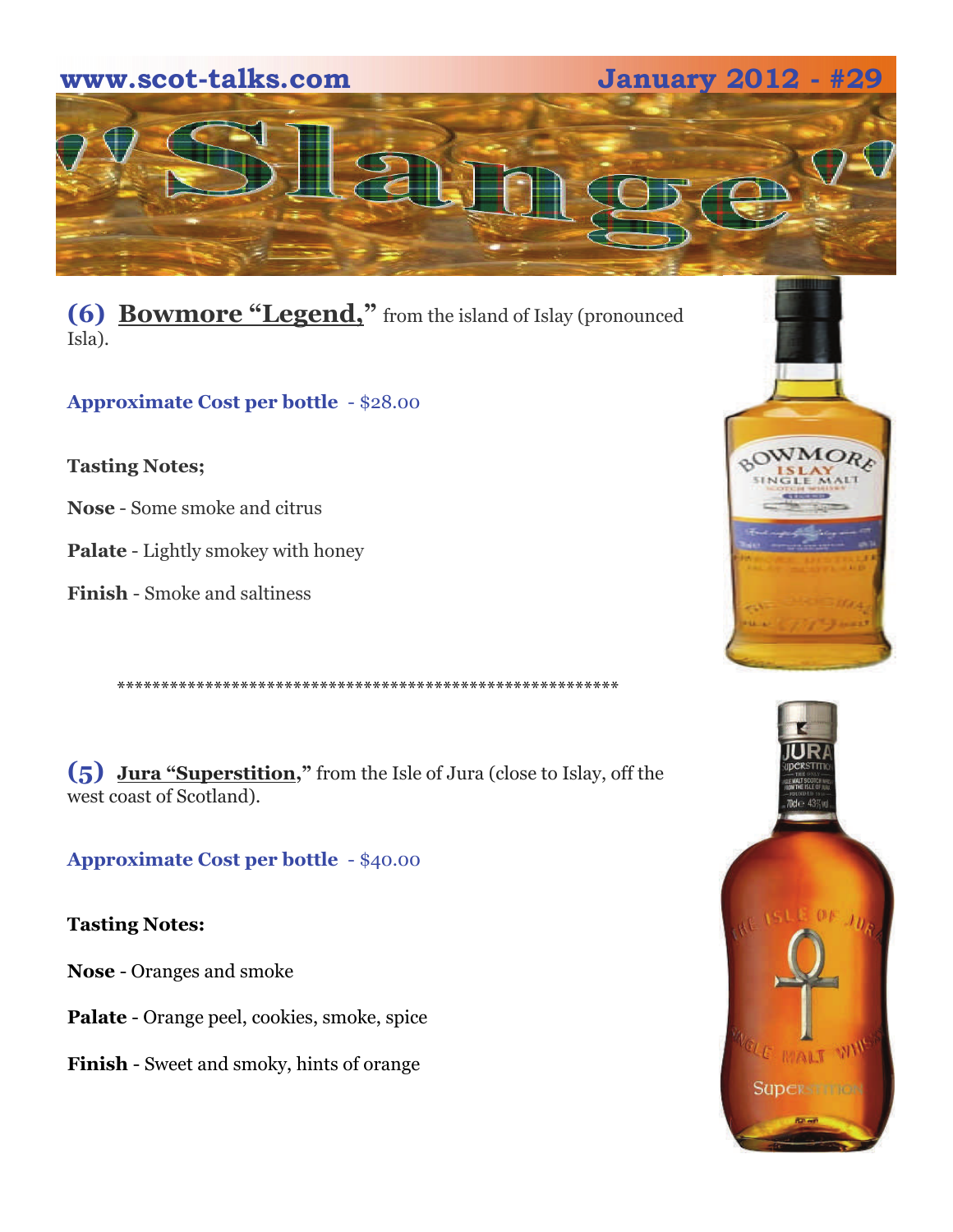## (6) Bowmore "Legend," from the island of Islay (pronounced Isla).

**Approximate Cost per bottle** - $28.00

**Tasting Notes;**

**Nose** - Some smoke and citrus

**Palate** - Lightly smokey with honey

**Finish** - Smoke and saltiness

************************************************************

## (5) Jura "Superstition," from the Isle of Jura (close to Islay, off the west coast of Scotland).

**Approximate Cost per bottle** - $40.00

**Tasting Notes:**

**Nose** - Oranges and smoke

**Palate** - Orange peel, cookies, smoke, spice

**Finish** - Sweet and smoky, hints of orange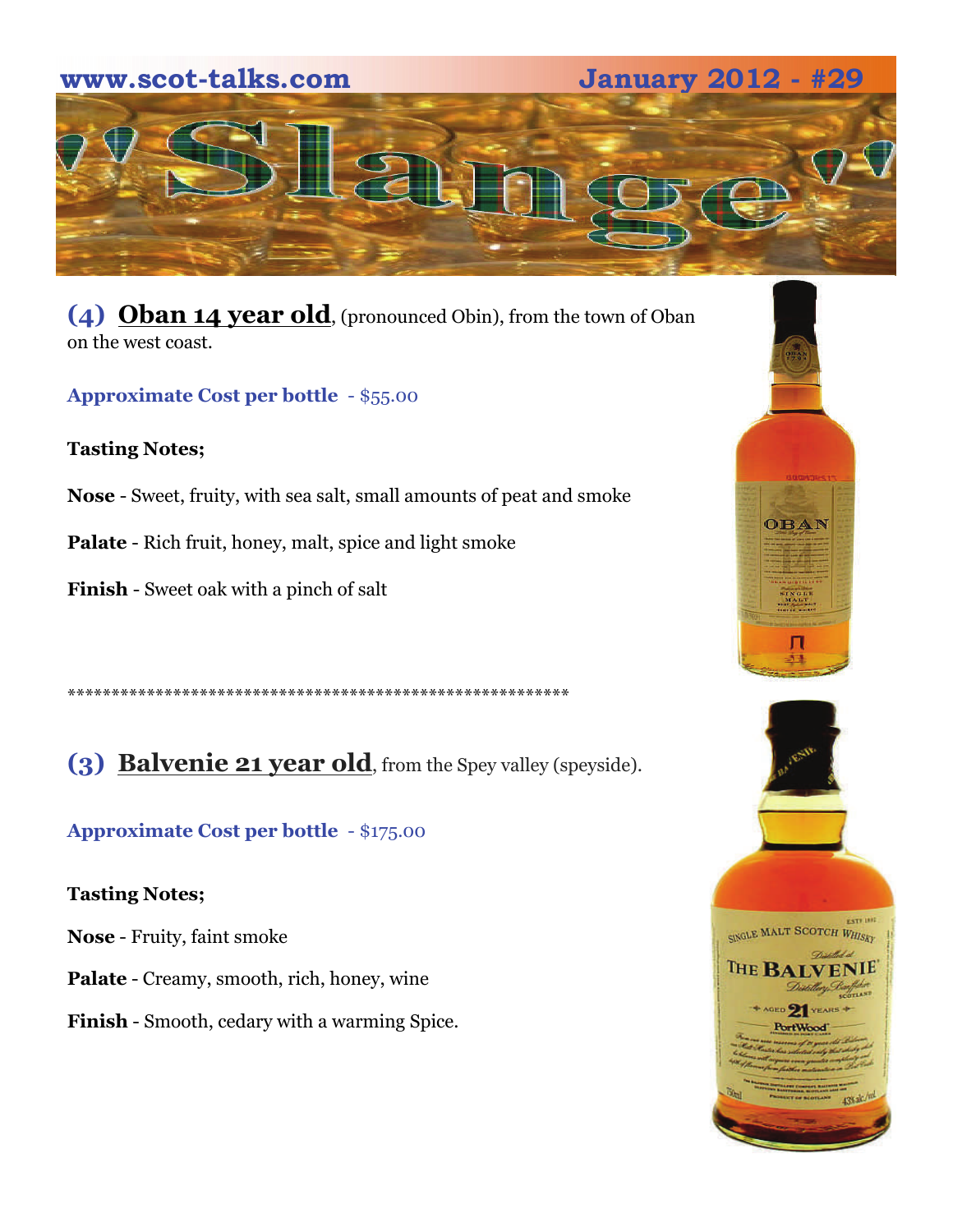**(4) Oban 14 year old**, (pronounced Obin), from the town of Oban on the west coast.

**Approximate Cost per bottle** - $55.00

**Tasting Notes;**

**Nose** - Sweet, fruity, with sea salt, small amounts of peat and smoke

**Palate** - Rich fruit, honey, malt, spice and light smoke

**Finish** - Sweet oak with a pinch of salt

************************************************************

**(3) Balvenie 21 year old**, from the Spey valley (speyside).

**Approximate Cost per bottle** - $175.00

**Tasting Notes;**

**Nose** - Fruity, faint smoke

**Palate** - Creamy, smooth, rich, honey, wine

**Finish** - Smooth, cedary with a warming Spice.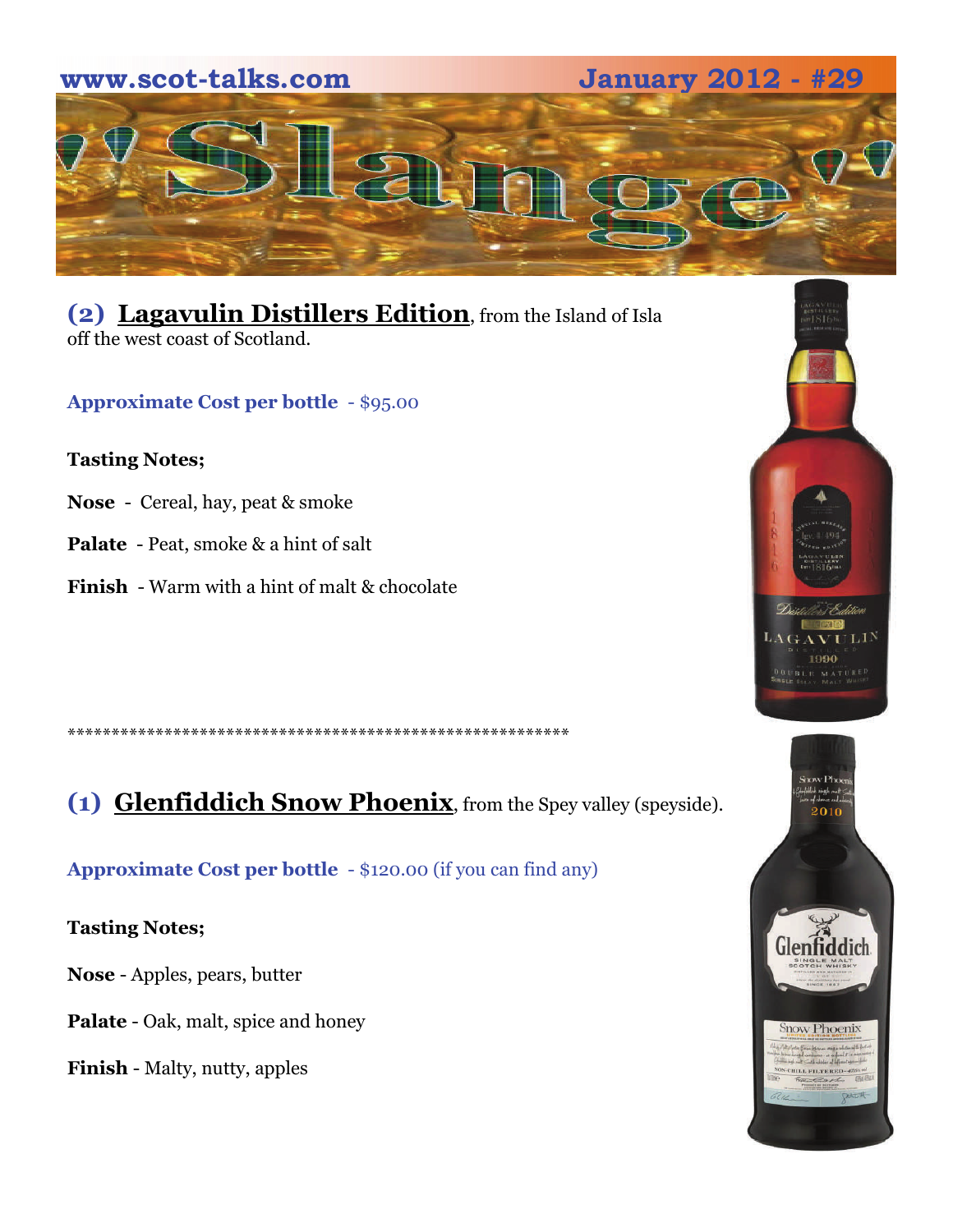## (2) Lagavulin Distillers Edition, from the Island of Isla off the west coast of Scotland.

**Approximate Cost per bottle** - $95.00

**Tasting Notes;**

**Nose** - Cereal, hay, peat & smoke

**Palate** - Peat, smoke & a hint of salt

**Finish** - Warm with a hint of malt & chocolate

*********************************************************

## (1) Glenfiddich Snow Phoenix, from the Spey valley (speyside).

**Approximate Cost per bottle** - $120.00 (if you can find any)

**Tasting Notes;**

**Nose** - Apples, pears, butter

**Palate** - Oak, malt, spice and honey

**Finish** - Malty, nutty, apples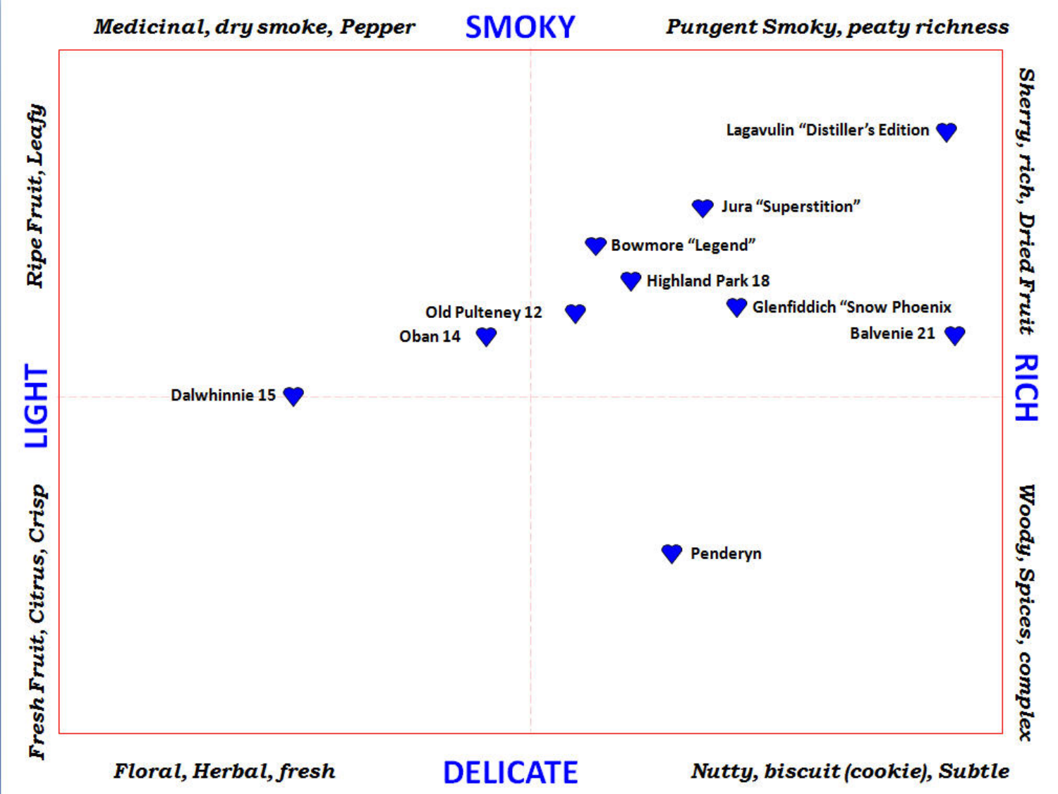Medicinal, dry smoke, Pepper

SMOKY

Pungent Smoky, peaty richness

Ripe Fruit, Leafy

LIGHT

Fresh Fruit, Citrus, Crisp

Sherry, rich, Dried Fruit

RICH

Woody, Spices, complex

Lagavulin "Distiller's Edition

Jura "Superstition"

Bowmore "Legend"

Highland Park 18

Old Pulteney 12

Glenfiddich "Snow Phoenix

Oban 14

Balvenie 21

Dalwhinnie 15

Penderyn

Floral, Herbal, fresh

DELICATE

Nutty, biscuit (cookie), Subtle